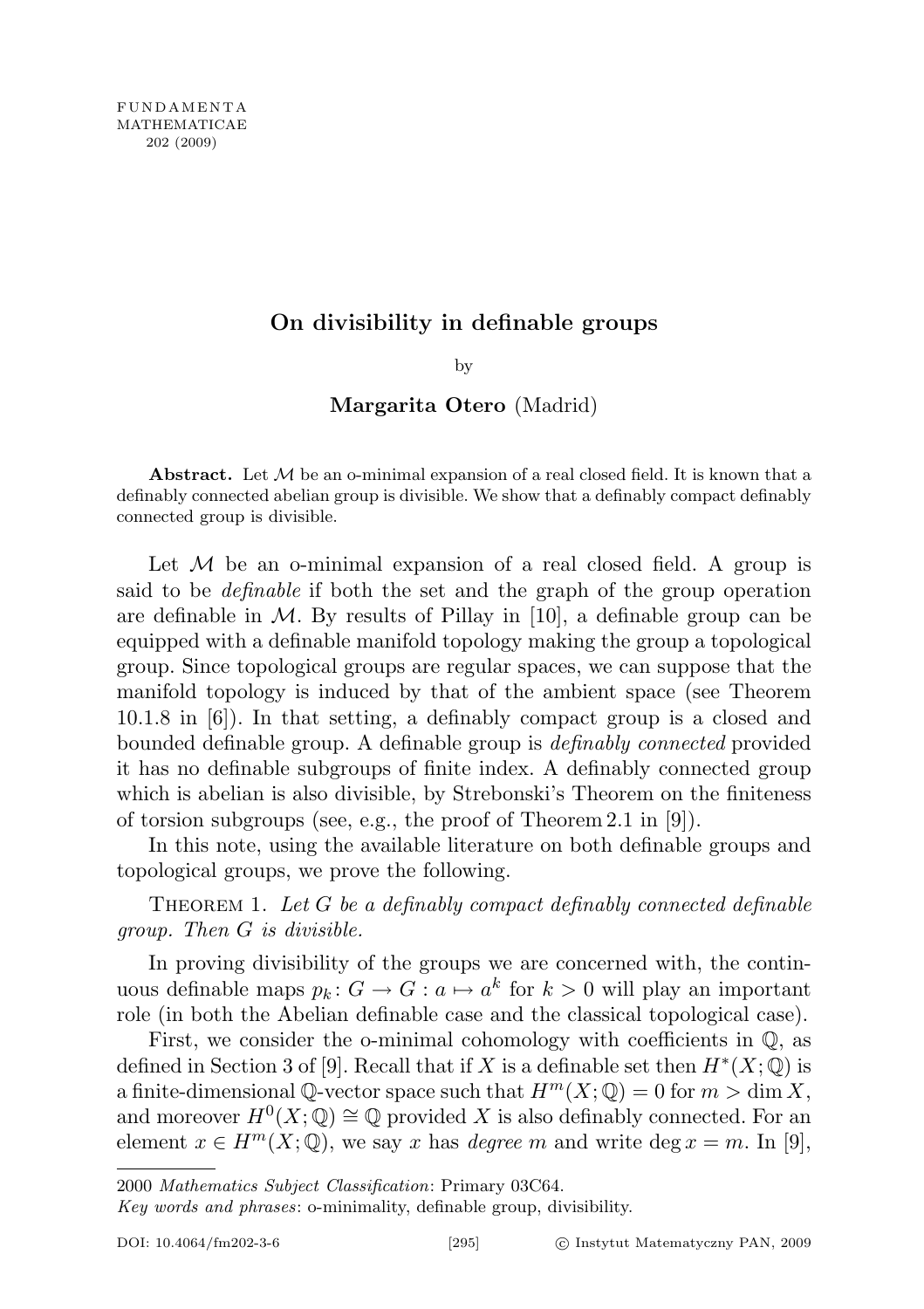# On divisibility in definable groups

by

**Margarita Otero** (Madrid)

**Abstract.** Let $\mathcal{M}$ be an o-minimal expansion of a real closed field. It is known that a definably connected abelian group is divisible. We show that a definably compact definably connected group is divisible.

Let $\mathcal{M}$ be an o-minimal expansion of a real closed field. A group is said to be *definable* if both the set and the graph of the group operation are definable in $\mathcal{M}$. By results of Pillay in [10], a definable group can be equipped with a definable manifold topology making the group a topological group. Since topological groups are regular spaces, we can suppose that the manifold topology is induced by that of the ambient space (see Theorem 10.1.8 in [6]). In that setting, a definably compact group is a closed and bounded definable group. A definable group is *definably connected* provided it has no definable subgroups of finite index. A definably connected group which is abelian is also divisible, by Strebonski's Theorem on the finiteness of torsion subgroups (see, e.g., the proof of Theorem 2.1 in [9]).

In this note, using the available literature on both definable groups and topological groups, we prove the following.

Theorem 1. *Let $G$ be a definably compact definably connected definable group. Then $G$ is divisible.*

In proving divisibility of the groups we are concerned with, the continuous definable maps $p_k\colon G \to G : a \mapsto a^k$ for $k > 0$ will play an important role (in both the Abelian definable case and the classical topological case).

First, we consider the o-minimal cohomology with coefficients in $\mathbb{Q}$, as defined in Section 3 of [9]. Recall that if $X$ is a definable set then $H^*(X;\mathbb{Q})$ is a finite-dimensional $\mathbb{Q}$-vector space such that $H^m(X;\mathbb{Q}) = 0$ for $m > \dim X$, and moreover $H^0(X;\mathbb{Q}) \cong \mathbb{Q}$ provided $X$ is also definably connected. For an element $x \in H^m(X;\mathbb{Q})$, we say $x$ has *degree* $m$ and write $\deg x = m$. In [9],

2000 *Mathematics Subject Classification*: Primary 03C64.

*Key words and phrases*: o-minimality, definable group, divisibility.

DOI: 10.4064/fm202-3-6 © Instytut Matematyczny PAN, 2009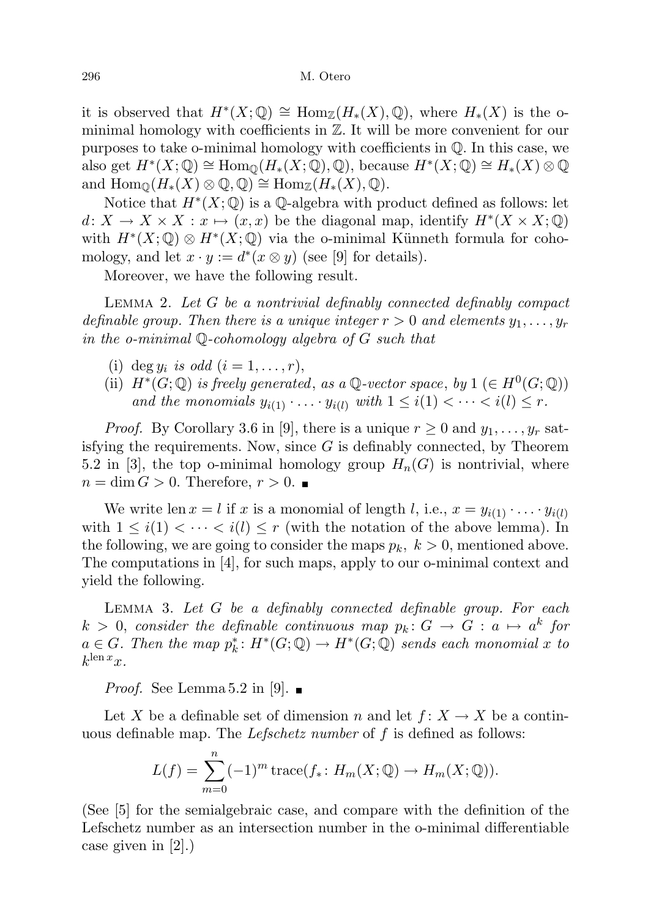it is observed that $H^*(X;\mathbb{Q}) \cong \mathrm{Hom}_{\mathbb{Z}}(H_*(X),\mathbb{Q})$, where $H_*(X)$ is the o-minimal homology with coefficients in $\mathbb{Z}$. It will be more convenient for our purposes to take o-minimal homology with coefficients in $\mathbb{Q}$. In this case, we also get $H^*(X;\mathbb{Q}) \cong \mathrm{Hom}_{\mathbb{Q}}(H_*(X;\mathbb{Q}),\mathbb{Q})$, because $H^*(X;\mathbb{Q}) \cong H_*(X)\otimes\mathbb{Q}$ and $\mathrm{Hom}_{\mathbb{Q}}(H_*(X)\otimes\mathbb{Q},\mathbb{Q}) \cong \mathrm{Hom}_{\mathbb{Z}}(H_*(X),\mathbb{Q})$.

Notice that $H^*(X;\mathbb{Q})$ is a $\mathbb{Q}$-algebra with product defined as follows: let $d\colon X \to X\times X : x \mapsto (x,x)$ be the diagonal map, identify $H^*(X\times X;\mathbb{Q})$ with $H^*(X;\mathbb{Q})\otimes H^*(X;\mathbb{Q})$ via the o-minimal Künneth formula for cohomology, and let $x\cdot y := d^*(x\otimes y)$ (see [9] for details).

Moreover, we have the following result.

Lemma 2. *Let $G$ be a nontrivial definably connected definably compact definable group. Then there is a unique integer $r>0$ and elements $y_1,\dots,y_r$ in the o-minimal $\mathbb{Q}$-cohomology algebra of $G$ such that*

- (i) *$\deg y_i$ is odd $(i=1,\dots,r)$,*
- (ii) *$H^*(G;\mathbb{Q})$ is freely generated, as a $\mathbb{Q}$-vector space, by $1$ $(\in H^0(G;\mathbb{Q}))$ and the monomials $y_{i(1)}\cdot\ldots\cdot y_{i(l)}$ with $1\le i(1)<\cdots<i(l)\le r$.*

*Proof.* By Corollary 3.6 in [9], there is a unique $r\ge 0$ and $y_1,\dots,y_r$ satisfying the requirements. Now, since $G$ is definably connected, by Theorem 5.2 in [3], the top o-minimal homology group $H_n(G)$ is nontrivial, where $n=\dim G>0$. Therefore, $r>0$. ∎

We write $\operatorname{len} x = l$ if $x$ is a monomial of length $l$, i.e., $x = y_{i(1)}\cdot\ldots\cdot y_{i(l)}$ with $1\le i(1)<\cdots<i(l)\le r$ (with the notation of the above lemma). In the following, we are going to consider the maps $p_k$, $k>0$, mentioned above. The computations in [4], for such maps, apply to our o-minimal context and yield the following.

Lemma 3. *Let $G$ be a definably connected definable group. For each $k>0$, consider the definable continuous map $p_k\colon G\to G : a\mapsto a^k$ for $a\in G$. Then the map $p_k^*\colon H^*(G;\mathbb{Q})\to H^*(G;\mathbb{Q})$ sends each monomial $x$ to $k^{\operatorname{len} x}x$.*

*Proof.* See Lemma 5.2 in [9]. ∎

Let $X$ be a definable set of dimension $n$ and let $f\colon X\to X$ be a continuous definable map. The *Lefschetz number* of $f$ is defined as follows:

$$L(f) = \sum_{m=0}^{n} (-1)^m \operatorname{trace}(f_*\colon H_m(X;\mathbb{Q}) \to H_m(X;\mathbb{Q})).$$

(See [5] for the semialgebraic case, and compare with the definition of the Lefschetz number as an intersection number in the o-minimal differentiable case given in [2].)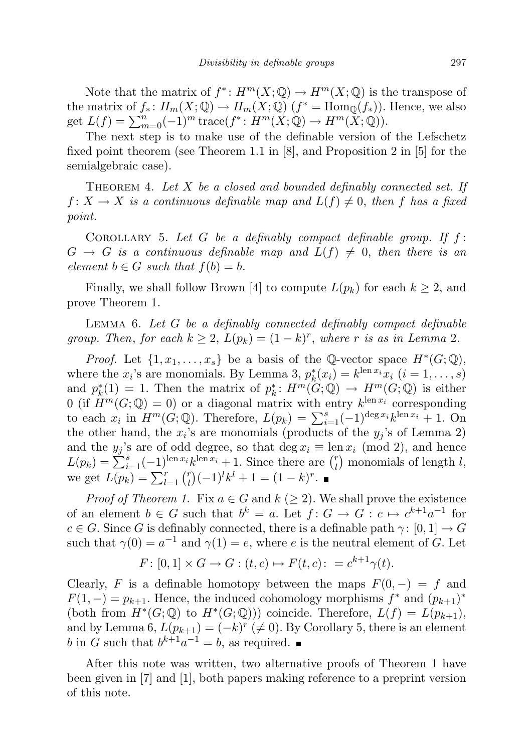Note that the matrix of $f^*\colon H^m(X;\mathbb{Q}) \to H^m(X;\mathbb{Q})$ is the transpose of the matrix of $f_*\colon H_m(X;\mathbb{Q}) \to H_m(X;\mathbb{Q})$ ($f^* = \mathrm{Hom}_{\mathbb{Q}}(f_*)$). Hence, we also get $L(f) = \sum_{m=0}^{n}(-1)^m \operatorname{trace}(f^*\colon H^m(X;\mathbb{Q}) \to H^m(X;\mathbb{Q}))$.

The next step is to make use of the definable version of the Lefschetz fixed point theorem (see Theorem 1.1 in [8], and Proposition 2 in [5] for the semialgebraic case).

Theorem 4. *Let $X$ be a closed and bounded definably connected set. If $f\colon X \to X$ is a continuous definable map and $L(f) \neq 0$, then $f$ has a fixed point.*

Corollary 5. *Let $G$ be a definably compact definable group. If $f\colon G \to G$ is a continuous definable map and $L(f) \neq 0$, then there is an element $b \in G$ such that $f(b) = b$.*

Finally, we shall follow Brown [4] to compute $L(p_k)$ for each $k \geq 2$, and prove Theorem 1.

Lemma 6. *Let $G$ be a definably connected definably compact definable group. Then, for each $k \geq 2$, $L(p_k) = (1-k)^r$, where $r$ is as in Lemma 2.*

*Proof.* Let $\{1, x_1, \ldots, x_s\}$ be a basis of the $\mathbb{Q}$-vector space $H^*(G;\mathbb{Q})$, where the $x_i$'s are monomials. By Lemma 3, $p_k^*(x_i) = k^{\operatorname{len} x_i} x_i$ ($i = 1, \ldots, s$) and $p_k^*(1) = 1$. Then the matrix of $p_k^*\colon H^m(G;\mathbb{Q}) \to H^m(G;\mathbb{Q})$ is either 0 (if $H^m(G;\mathbb{Q}) = 0$) or a diagonal matrix with entry $k^{\operatorname{len} x_i}$ corresponding to each $x_i$ in $H^m(G;\mathbb{Q})$. Therefore, $L(p_k) = \sum_{i=1}^{s}(-1)^{\deg x_i} k^{\operatorname{len} x_i} + 1$. On the other hand, the $x_i$'s are monomials (products of the $y_j$'s of Lemma 2) and the $y_j$'s are of odd degree, so that $\deg x_i \equiv \operatorname{len} x_i \pmod 2$, and hence $L(p_k) = \sum_{i=1}^{s}(-1)^{\operatorname{len} x_i} k^{\operatorname{len} x_i} + 1$. Since there are $\binom{r}{l}$ monomials of length $l$, we get $L(p_k) = \sum_{l=1}^{r}\binom{r}{l}(-1)^l k^l + 1 = (1-k)^r$. ∎

*Proof of Theorem 1.* Fix $a \in G$ and $k$ ($\geq 2$). We shall prove the existence of an element $b \in G$ such that $b^k = a$. Let $f\colon G \to G : c \mapsto c^{k+1}a^{-1}$ for $c \in G$. Since $G$ is definably connected, there is a definable path $\gamma\colon [0,1] \to G$ such that $\gamma(0) = a^{-1}$ and $\gamma(1) = e$, where $e$ is the neutral element of $G$. Let

$$F\colon [0,1] \times G \to G : (t,c) \mapsto F(t,c) := c^{k+1}\gamma(t).$$

Clearly, $F$ is a definable homotopy between the maps $F(0,-) = f$ and $F(1,-) = p_{k+1}$. Hence, the induced cohomology morphisms $f^*$ and $(p_{k+1})^*$ (both from $H^*(G;\mathbb{Q})$ to $H^*(G;\mathbb{Q})$)) coincide. Therefore, $L(f) = L(p_{k+1})$, and by Lemma 6, $L(p_{k+1}) = (-k)^r$ ($\neq 0$). By Corollary 5, there is an element $b$ in $G$ such that $b^{k+1}a^{-1} = b$, as required. ∎

After this note was written, two alternative proofs of Theorem 1 have been given in [7] and [1], both papers making reference to a preprint version of this note.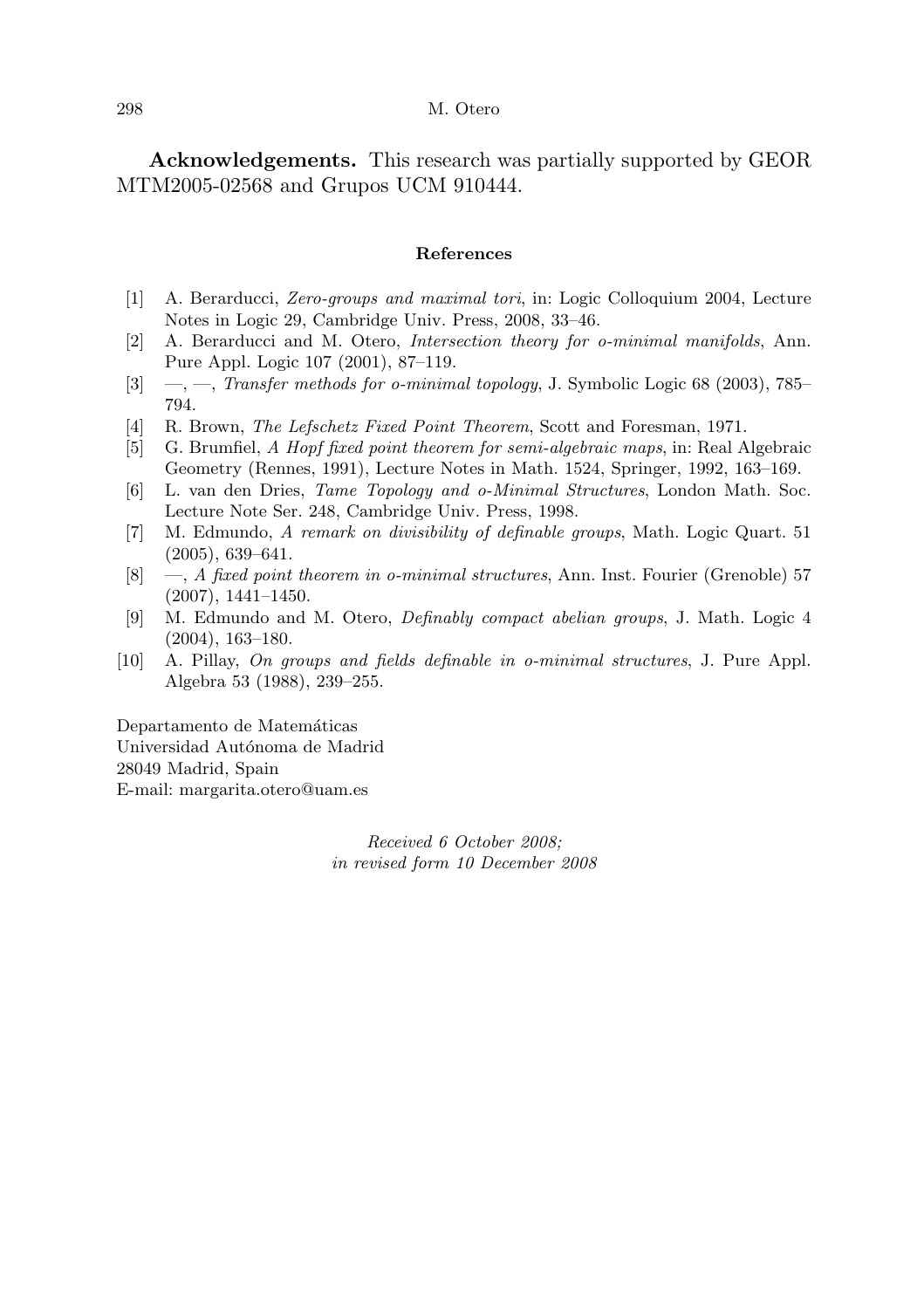**Acknowledgements.** This research was partially supported by GEOR MTM2005-02568 and Grupos UCM 910444.

## References

[1] A. Berarducci, *Zero-groups and maximal tori*, in: Logic Colloquium 2004, Lecture Notes in Logic 29, Cambridge Univ. Press, 2008, 33–46.

[2] A. Berarducci and M. Otero, *Intersection theory for o-minimal manifolds*, Ann. Pure Appl. Logic 107 (2001), 87–119.

[3] —, —, *Transfer methods for o-minimal topology*, J. Symbolic Logic 68 (2003), 785–794.

[4] R. Brown, *The Lefschetz Fixed Point Theorem*, Scott and Foresman, 1971.

[5] G. Brumfiel, *A Hopf fixed point theorem for semi-algebraic maps*, in: Real Algebraic Geometry (Rennes, 1991), Lecture Notes in Math. 1524, Springer, 1992, 163–169.

[6] L. van den Dries, *Tame Topology and o-Minimal Structures*, London Math. Soc. Lecture Note Ser. 248, Cambridge Univ. Press, 1998.

[7] M. Edmundo, *A remark on divisibility of definable groups*, Math. Logic Quart. 51 (2005), 639–641.

[8] —, *A fixed point theorem in o-minimal structures*, Ann. Inst. Fourier (Grenoble) 57 (2007), 1441–1450.

[9] M. Edmundo and M. Otero, *Definably compact abelian groups*, J. Math. Logic 4 (2004), 163–180.

[10] A. Pillay, *On groups and fields definable in o-minimal structures*, J. Pure Appl. Algebra 53 (1988), 239–255.

Departamento de Matemáticas
Universidad Autónoma de Madrid
28049 Madrid, Spain
E-mail: margarita.otero@uam.es

*Received 6 October 2008;*
*in revised form 10 December 2008*